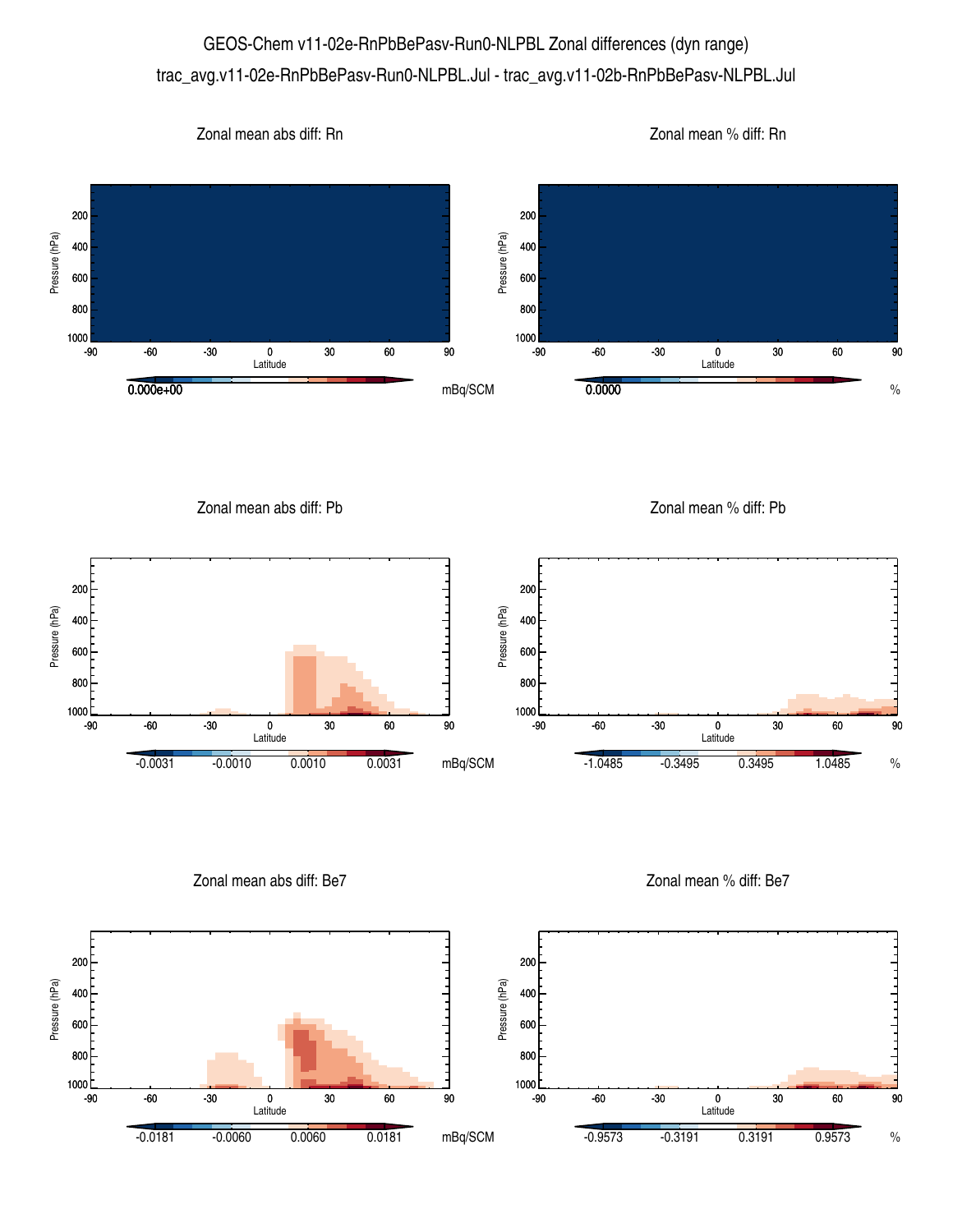GEOS-Chem v11-02e-RnPbBePasv-Run0-NLPBL Zonal differences (dyn range)

trac_avg.v11-02e-RnPbBePasv-Run0-NLPBL.Jul - trac_avg.v11-02b-RnPbBePasv-NLPBL.Jul

Zonal mean abs diff: Rn

Pressure (hPa): 200, 400, 600, 800, 1000
Latitude: -90, -60, -30, 0, 30, 60, 90

0.000e+00 mBq/SCM

Zonal mean % diff: Rn

Pressure (hPa): 200, 400, 600, 800, 1000
Latitude: -90, -60, -30, 0, 30, 60, 90

0.0000 %

Zonal mean abs diff: Pb

Pressure (hPa): 200, 400, 600, 800, 1000
Latitude: -90, -60, -30, 0, 30, 60, 90

-0.0031 -0.0010 0.0010 0.0031 mBq/SCM

Zonal mean % diff: Pb

Pressure (hPa): 200, 400, 600, 800, 1000
Latitude: -90, -60, -30, 0, 30, 60, 90

-1.0485 -0.3495 0.3495 1.0485 %

Zonal mean abs diff: Be7

Pressure (hPa): 200, 400, 600, 800, 1000
Latitude: -90, -60, -30, 0, 30, 60, 90

-0.0181 -0.0060 0.0060 0.0181 mBq/SCM

Zonal mean % diff: Be7

Pressure (hPa): 200, 400, 600, 800, 1000
Latitude: -90, -60, -30, 0, 30, 60, 90

-0.9573 -0.3191 0.3191 0.9573 %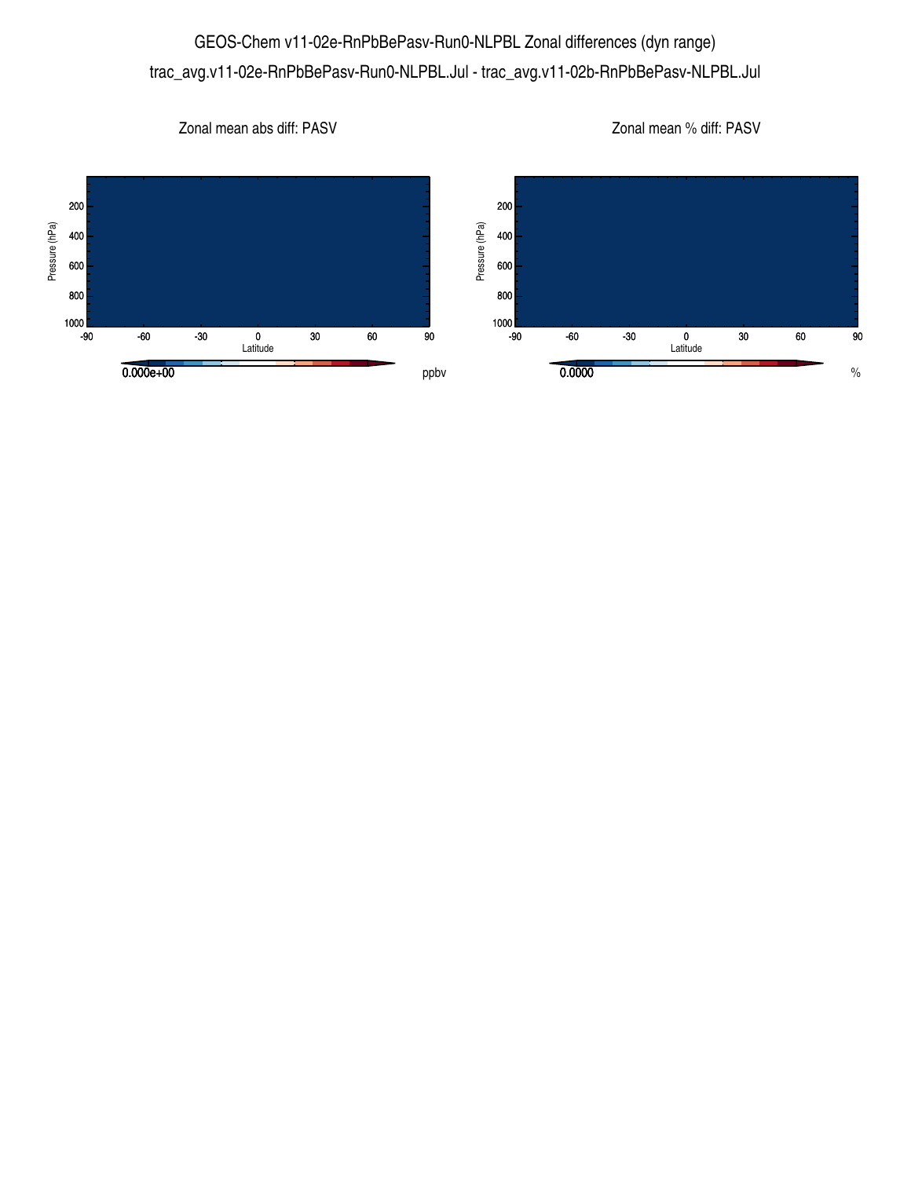GEOS-Chem v11-02e-RnPbBePasv-Run0-NLPBL Zonal differences (dyn range)

trac_avg.v11-02e-RnPbBePasv-Run0-NLPBL.Jul - trac_avg.v11-02b-RnPbBePasv-NLPBL.Jul

Zonal mean abs diff: PASV

Pressure (hPa)
200
400
600
800
1000
-90
-60
-30
0
30
60
90
Latitude
0.000e+00
ppbv

Zonal mean % diff: PASV

Pressure (hPa)
200
400
600
800
1000
-90
-60
-30
0
30
60
90
Latitude
0.0000
%